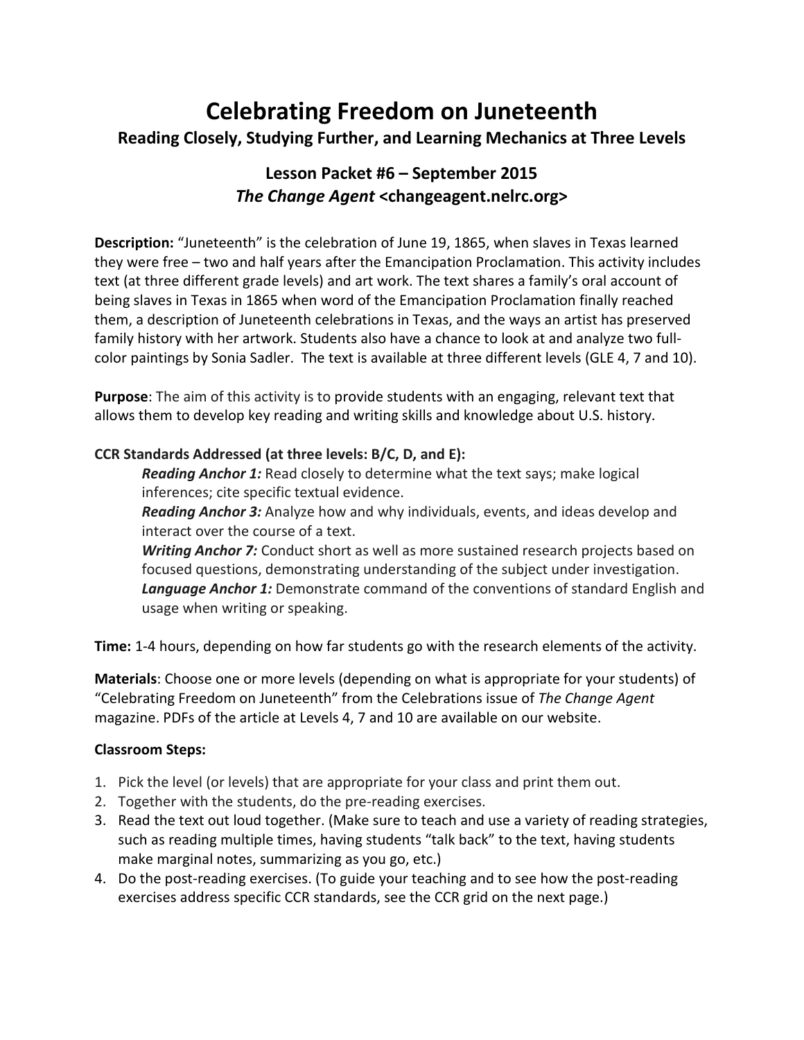# Celebrating Freedom on Juneteenth

## Reading Closely, Studying Further, and Learning Mechanics at Three Levels

### Lesson Packet #6 – September 2015
### *The Change Agent* <changeagent.nelrc.org>

**Description:** "Juneteenth" is the celebration of June 19, 1865, when slaves in Texas learned they were free – two and half years after the Emancipation Proclamation. This activity includes text (at three different grade levels) and art work. The text shares a family's oral account of being slaves in Texas in 1865 when word of the Emancipation Proclamation finally reached them, a description of Juneteenth celebrations in Texas, and the ways an artist has preserved family history with her artwork. Students also have a chance to look at and analyze two full-color paintings by Sonia Sadler. The text is available at three different levels (GLE 4, 7 and 10).

**Purpose**: The aim of this activity is to provide students with an engaging, relevant text that allows them to develop key reading and writing skills and knowledge about U.S. history.

**CCR Standards Addressed (at three levels: B/C, D, and E):**

> ***Reading Anchor 1:*** Read closely to determine what the text says; make logical inferences; cite specific textual evidence.
> ***Reading Anchor 3:*** Analyze how and why individuals, events, and ideas develop and interact over the course of a text.
> ***Writing Anchor 7:*** Conduct short as well as more sustained research projects based on focused questions, demonstrating understanding of the subject under investigation.
> ***Language Anchor 1:*** Demonstrate command of the conventions of standard English and usage when writing or speaking.

**Time:** 1-4 hours, depending on how far students go with the research elements of the activity.

**Materials**: Choose one or more levels (depending on what is appropriate for your students) of "Celebrating Freedom on Juneteenth" from the Celebrations issue of *The Change Agent* magazine. PDFs of the article at Levels 4, 7 and 10 are available on our website.

**Classroom Steps:**

1. Pick the level (or levels) that are appropriate for your class and print them out.
2. Together with the students, do the pre-reading exercises.
3. Read the text out loud together. (Make sure to teach and use a variety of reading strategies, such as reading multiple times, having students "talk back" to the text, having students make marginal notes, summarizing as you go, etc.)
4. Do the post-reading exercises. (To guide your teaching and to see how the post-reading exercises address specific CCR standards, see the CCR grid on the next page.)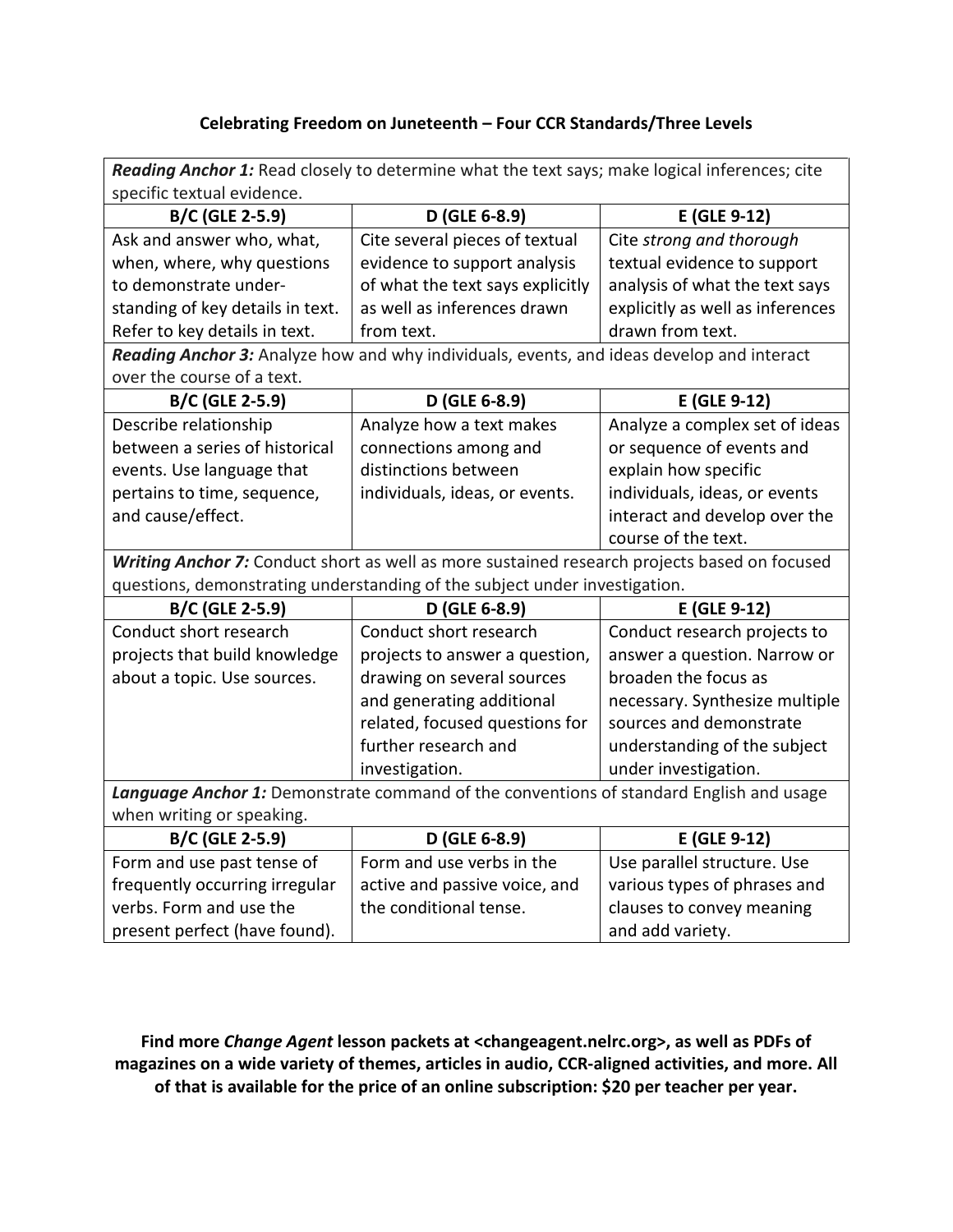**Celebrating Freedom on Juneteenth – Four CCR Standards/Three Levels**

| | | |
|---|---|---|
| ***Reading Anchor 1:*** Read closely to determine what the text says; make logical inferences; cite specific textual evidence. | | |
| **B/C (GLE 2-5.9)** | **D (GLE 6-8.9)** | **E (GLE 9-12)** |
| Ask and answer who, what, when, where, why questions to demonstrate under-standing of key details in text. Refer to key details in text. | Cite several pieces of textual evidence to support analysis of what the text says explicitly as well as inferences drawn from text. | Cite *strong and thorough* textual evidence to support analysis of what the text says explicitly as well as inferences drawn from text. |
| ***Reading Anchor 3:*** Analyze how and why individuals, events, and ideas develop and interact over the course of a text. | | |
| **B/C (GLE 2-5.9)** | **D (GLE 6-8.9)** | **E (GLE 9-12)** |
| Describe relationship between a series of historical events. Use language that pertains to time, sequence, and cause/effect. | Analyze how a text makes connections among and distinctions between individuals, ideas, or events. | Analyze a complex set of ideas or sequence of events and explain how specific individuals, ideas, or events interact and develop over the course of the text. |
| ***Writing Anchor 7:*** Conduct short as well as more sustained research projects based on focused questions, demonstrating understanding of the subject under investigation. | | |
| **B/C (GLE 2-5.9)** | **D (GLE 6-8.9)** | **E (GLE 9-12)** |
| Conduct short research projects that build knowledge about a topic. Use sources. | Conduct short research projects to answer a question, drawing on several sources and generating additional related, focused questions for further research and investigation. | Conduct research projects to answer a question. Narrow or broaden the focus as necessary. Synthesize multiple sources and demonstrate understanding of the subject under investigation. |
| ***Language Anchor 1:*** Demonstrate command of the conventions of standard English and usage when writing or speaking. | | |
| **B/C (GLE 2-5.9)** | **D (GLE 6-8.9)** | **E (GLE 9-12)** |
| Form and use past tense of frequently occurring irregular verbs. Form and use the present perfect (have found). | Form and use verbs in the active and passive voice, and the conditional tense. | Use parallel structure. Use various types of phrases and clauses to convey meaning and add variety. |

**Find more *Change Agent* lesson packets at <changeagent.nelrc.org>, as well as PDFs of magazines on a wide variety of themes, articles in audio, CCR-aligned activities, and more. All of that is available for the price of an online subscription: $20 per teacher per year.**